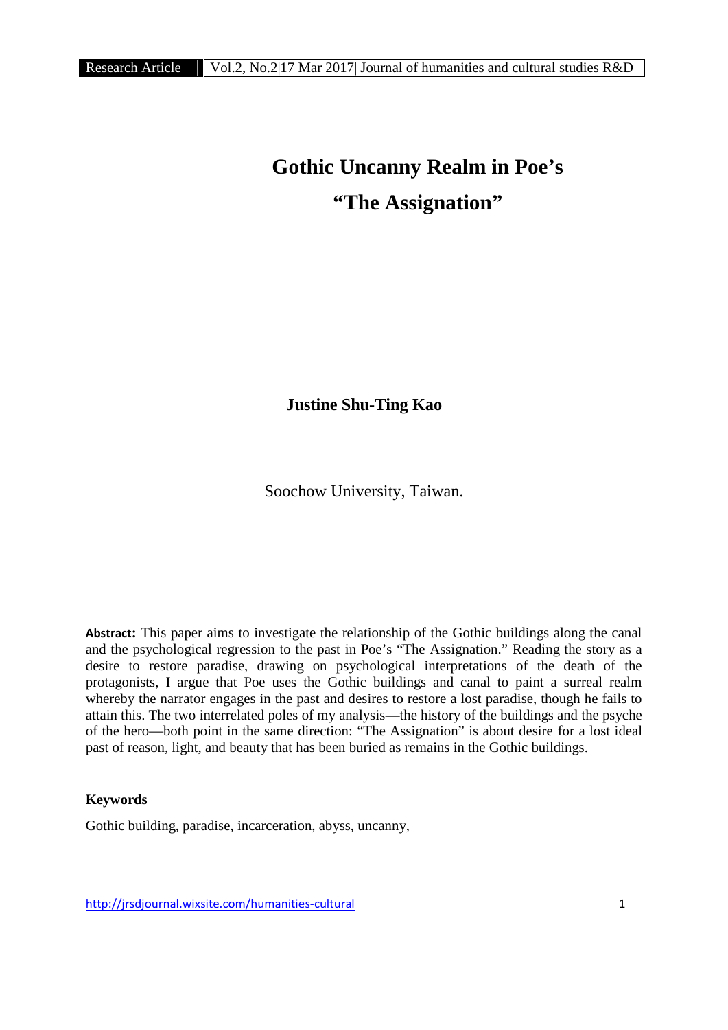# Gothic Uncanny Realm in Poe's "The Assignation"

**Justine Shu-Ting Kao**

Soochow University, Taiwan.

**Abstract:** This paper aims to investigate the relationship of the Gothic buildings along the canal and the psychological regression to the past in Poe's "The Assignation." Reading the story as a desire to restore paradise, drawing on psychological interpretations of the death of the protagonists, I argue that Poe uses the Gothic buildings and canal to paint a surreal realm whereby the narrator engages in the past and desires to restore a lost paradise, though he fails to attain this. The two interrelated poles of my analysis—the history of the buildings and the psyche of the hero—both point in the same direction: "The Assignation" is about desire for a lost ideal past of reason, light, and beauty that has been buried as remains in the Gothic buildings.

**Keywords**

Gothic building, paradise, incarceration, abyss, uncanny,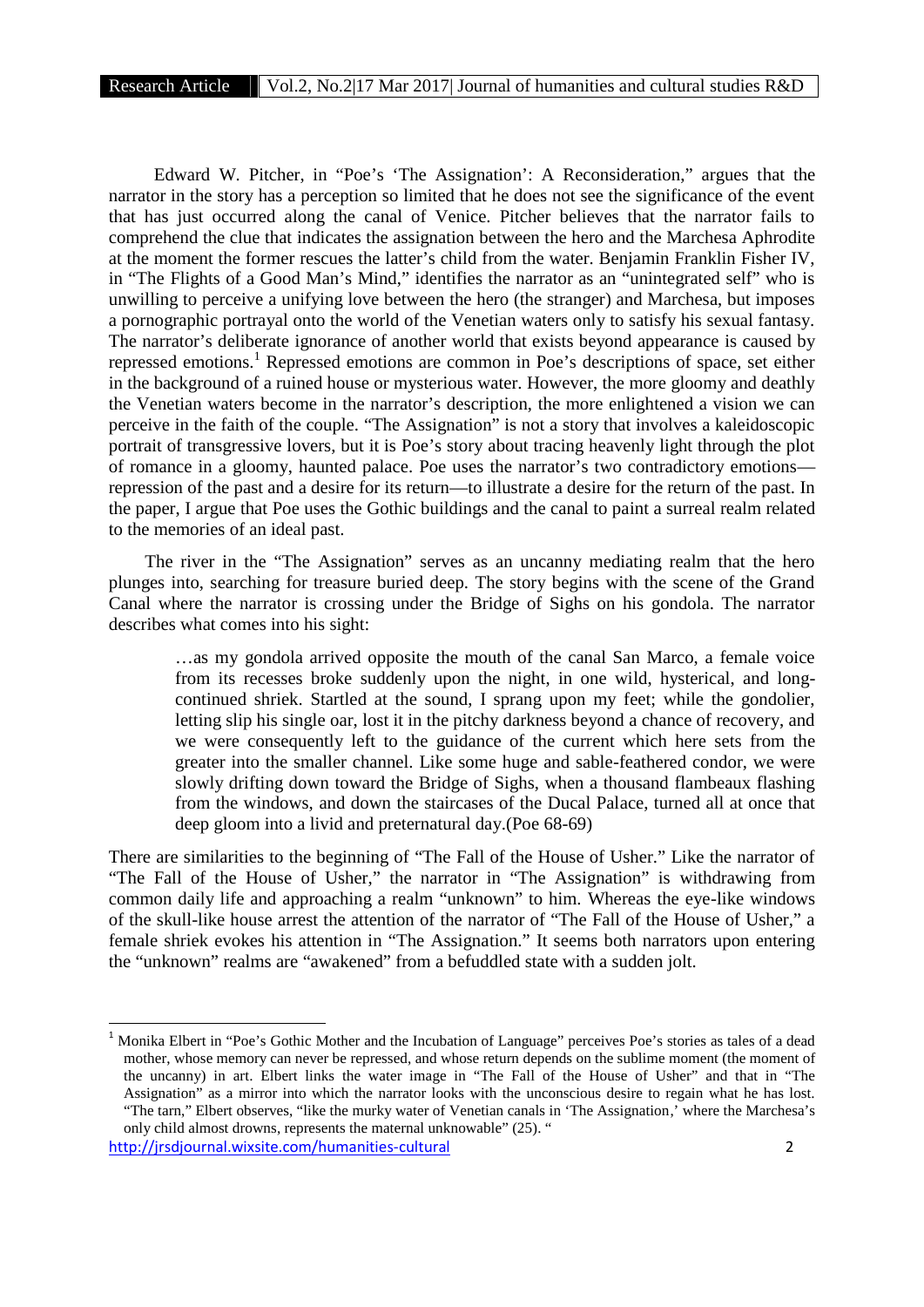Edward W. Pitcher, in "Poe's 'The Assignation': A Reconsideration," argues that the narrator in the story has a perception so limited that he does not see the significance of the event that has just occurred along the canal of Venice. Pitcher believes that the narrator fails to comprehend the clue that indicates the assignation between the hero and the Marchesa Aphrodite at the moment the former rescues the latter's child from the water. Benjamin Franklin Fisher IV, in "The Flights of a Good Man's Mind," identifies the narrator as an "unintegrated self" who is unwilling to perceive a unifying love between the hero (the stranger) and Marchesa, but imposes a pornographic portrayal onto the world of the Venetian waters only to satisfy his sexual fantasy. The narrator's deliberate ignorance of another world that exists beyond appearance is caused by repressed emotions.[1] Repressed emotions are common in Poe's descriptions of space, set either in the background of a ruined house or mysterious water. However, the more gloomy and deathly the Venetian waters become in the narrator's description, the more enlightened a vision we can perceive in the faith of the couple. "The Assignation" is not a story that involves a kaleidoscopic portrait of transgressive lovers, but it is Poe's story about tracing heavenly light through the plot of romance in a gloomy, haunted palace. Poe uses the narrator's two contradictory emotions—repression of the past and a desire for its return—to illustrate a desire for the return of the past. In the paper, I argue that Poe uses the Gothic buildings and the canal to paint a surreal realm related to the memories of an ideal past.

The river in the "The Assignation" serves as an uncanny mediating realm that the hero plunges into, searching for treasure buried deep. The story begins with the scene of the Grand Canal where the narrator is crossing under the Bridge of Sighs on his gondola. The narrator describes what comes into his sight:

> …as my gondola arrived opposite the mouth of the canal San Marco, a female voice from its recesses broke suddenly upon the night, in one wild, hysterical, and long-continued shriek. Startled at the sound, I sprang upon my feet; while the gondolier, letting slip his single oar, lost it in the pitchy darkness beyond a chance of recovery, and we were consequently left to the guidance of the current which here sets from the greater into the smaller channel. Like some huge and sable-feathered condor, we were slowly drifting down toward the Bridge of Sighs, when a thousand flambeaux flashing from the windows, and down the staircases of the Ducal Palace, turned all at once that deep gloom into a livid and preternatural day.(Poe 68-69)

There are similarities to the beginning of "The Fall of the House of Usher." Like the narrator of "The Fall of the House of Usher," the narrator in "The Assignation" is withdrawing from common daily life and approaching a realm "unknown" to him. Whereas the eye-like windows of the skull-like house arrest the attention of the narrator of "The Fall of the House of Usher," a female shriek evokes his attention in "The Assignation." It seems both narrators upon entering the "unknown" realms are "awakened" from a befuddled state with a sudden jolt.

---

[1] Monika Elbert in "Poe's Gothic Mother and the Incubation of Language" perceives Poe's stories as tales of a dead mother, whose memory can never be repressed, and whose return depends on the sublime moment (the moment of the uncanny) in art. Elbert links the water image in "The Fall of the House of Usher" and that in "The Assignation" as a mirror into which the narrator looks with the unconscious desire to regain what he has lost. "The tarn," Elbert observes, "like the murky water of Venetian canals in 'The Assignation,' where the Marchesa's only child almost drowns, represents the maternal unknowable" (25). "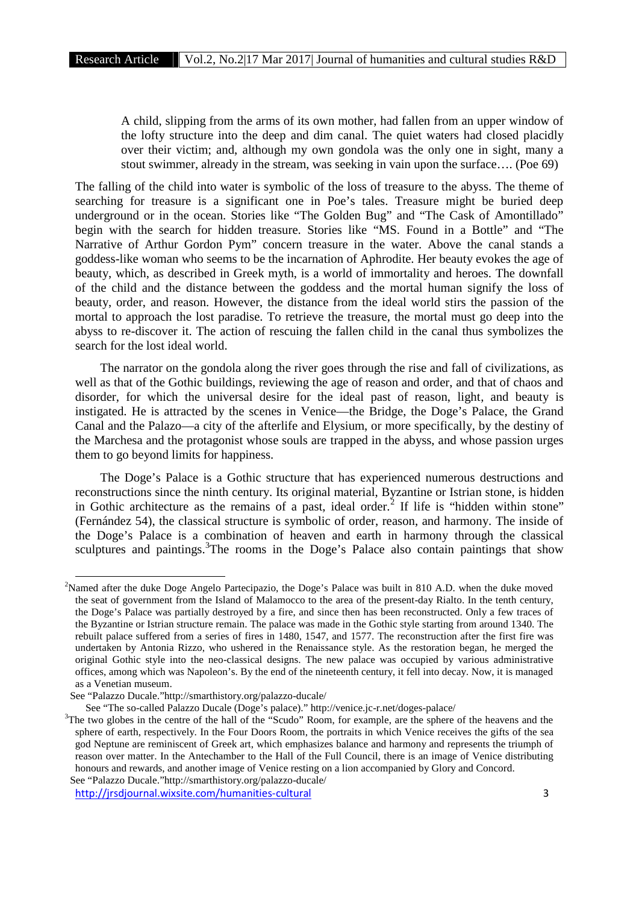> A child, slipping from the arms of its own mother, had fallen from an upper window of the lofty structure into the deep and dim canal. The quiet waters had closed placidly over their victim; and, although my own gondola was the only one in sight, many a stout swimmer, already in the stream, was seeking in vain upon the surface…. (Poe 69)

The falling of the child into water is symbolic of the loss of treasure to the abyss. The theme of searching for treasure is a significant one in Poe's tales. Treasure might be buried deep underground or in the ocean. Stories like "The Golden Bug" and "The Cask of Amontillado" begin with the search for hidden treasure. Stories like "MS. Found in a Bottle" and "The Narrative of Arthur Gordon Pym" concern treasure in the water. Above the canal stands a goddess-like woman who seems to be the incarnation of Aphrodite. Her beauty evokes the age of beauty, which, as described in Greek myth, is a world of immortality and heroes. The downfall of the child and the distance between the goddess and the mortal human signify the loss of beauty, order, and reason. However, the distance from the ideal world stirs the passion of the mortal to approach the lost paradise. To retrieve the treasure, the mortal must go deep into the abyss to re-discover it. The action of rescuing the fallen child in the canal thus symbolizes the search for the lost ideal world.

The narrator on the gondola along the river goes through the rise and fall of civilizations, as well as that of the Gothic buildings, reviewing the age of reason and order, and that of chaos and disorder, for which the universal desire for the ideal past of reason, light, and beauty is instigated. He is attracted by the scenes in Venice—the Bridge, the Doge's Palace, the Grand Canal and the Palazo—a city of the afterlife and Elysium, or more specifically, by the destiny of the Marchesa and the protagonist whose souls are trapped in the abyss, and whose passion urges them to go beyond limits for happiness.

The Doge's Palace is a Gothic structure that has experienced numerous destructions and reconstructions since the ninth century. Its original material, Byzantine or Istrian stone, is hidden in Gothic architecture as the remains of a past, ideal order.[2] If life is "hidden within stone" (Fernández 54), the classical structure is symbolic of order, reason, and harmony. The inside of the Doge's Palace is a combination of heaven and earth in harmony through the classical sculptures and paintings.[3] The rooms in the Doge's Palace also contain paintings that show

---

[2] Named after the duke Doge Angelo Partecipazio, the Doge's Palace was built in 810 A.D. when the duke moved the seat of government from the Island of Malamocco to the area of the present-day Rialto. In the tenth century, the Doge's Palace was partially destroyed by a fire, and since then has been reconstructed. Only a few traces of the Byzantine or Istrian structure remain. The palace was made in the Gothic style starting from around 1340. The rebuilt palace suffered from a series of fires in 1480, 1547, and 1577. The reconstruction after the first fire was undertaken by Antonia Rizzo, who ushered in the Renaissance style. As the restoration began, he merged the original Gothic style into the neo-classical designs. The new palace was occupied by various administrative offices, among which was Napoleon's. By the end of the nineteenth century, it fell into decay. Now, it is managed as a Venetian museum.

See "Palazzo Ducale."http://smarthistory.org/palazzo-ducale/

See "The so-called Palazzo Ducale (Doge's palace)." http://venice.jc-r.net/doges-palace/

[3] The two globes in the centre of the hall of the "Scudo" Room, for example, are the sphere of the heavens and the sphere of earth, respectively. In the Four Doors Room, the portraits in which Venice receives the gifts of the sea god Neptune are reminiscent of Greek art, which emphasizes balance and harmony and represents the triumph of reason over matter. In the Antechamber to the Hall of the Full Council, there is an image of Venice distributing honours and rewards, and another image of Venice resting on a lion accompanied by Glory and Concord.

See "Palazzo Ducale."http://smarthistory.org/palazzo-ducale/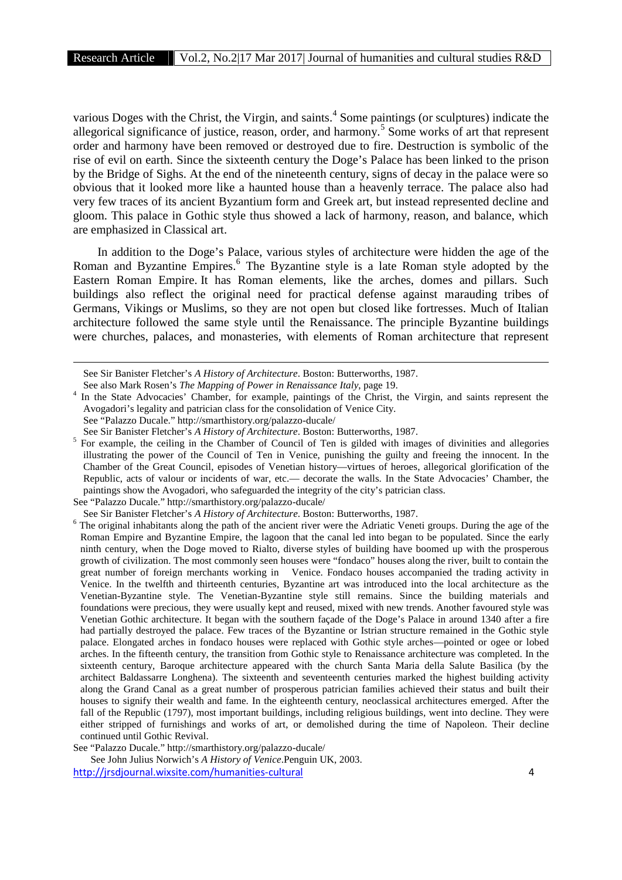various Doges with the Christ, the Virgin, and saints.[4] Some paintings (or sculptures) indicate the allegorical significance of justice, reason, order, and harmony.[5] Some works of art that represent order and harmony have been removed or destroyed due to fire. Destruction is symbolic of the rise of evil on earth. Since the sixteenth century the Doge's Palace has been linked to the prison by the Bridge of Sighs. At the end of the nineteenth century, signs of decay in the palace were so obvious that it looked more like a haunted house than a heavenly terrace. The palace also had very few traces of its ancient Byzantium form and Greek art, but instead represented decline and gloom. This palace in Gothic style thus showed a lack of harmony, reason, and balance, which are emphasized in Classical art.

In addition to the Doge's Palace, various styles of architecture were hidden the age of the Roman and Byzantine Empires.[6] The Byzantine style is a late Roman style adopted by the Eastern Roman Empire. It has Roman elements, like the arches, domes and pillars. Such buildings also reflect the original need for practical defense against marauding tribes of Germans, Vikings or Muslims, so they are not open but closed like fortresses. Much of Italian architecture followed the same style until the Renaissance. The principle Byzantine buildings were churches, palaces, and monasteries, with elements of Roman architecture that represent

---

See Sir Banister Fletcher's *A History of Architecture*. Boston: Butterworths, 1987.
See also Mark Rosen's *The Mapping of Power in Renaissance Italy*, page 19.

[4] In the State Advocacies' Chamber, for example, paintings of the Christ, the Virgin, and saints represent the Avogadori's legality and patrician class for the consolidation of Venice City.
See "Palazzo Ducale." http://smarthistory.org/palazzo-ducale/
See Sir Banister Fletcher's *A History of Architecture*. Boston: Butterworths, 1987.

[5] For example, the ceiling in the Chamber of Council of Ten is gilded with images of divinities and allegories illustrating the power of the Council of Ten in Venice, punishing the guilty and freeing the innocent. In the Chamber of the Great Council, episodes of Venetian history—virtues of heroes, allegorical glorification of the Republic, acts of valour or incidents of war, etc.— decorate the walls. In the State Advocacies' Chamber, the paintings show the Avogadori, who safeguarded the integrity of the city's patrician class.
See "Palazzo Ducale." http://smarthistory.org/palazzo-ducale/
See Sir Banister Fletcher's *A History of Architecture*. Boston: Butterworths, 1987.

[6] The original inhabitants along the path of the ancient river were the Adriatic Veneti groups. During the age of the Roman Empire and Byzantine Empire, the lagoon that the canal led into began to be populated. Since the early ninth century, when the Doge moved to Rialto, diverse styles of building have boomed up with the prosperous growth of civilization. The most commonly seen houses were "fondaco" houses along the river, built to contain the great number of foreign merchants working in Venice. Fondaco houses accompanied the trading activity in Venice. In the twelfth and thirteenth centuries, Byzantine art was introduced into the local architecture as the Venetian-Byzantine style. The Venetian-Byzantine style still remains. Since the building materials and foundations were precious, they were usually kept and reused, mixed with new trends. Another favoured style was Venetian Gothic architecture. It began with the southern façade of the Doge's Palace in around 1340 after a fire had partially destroyed the palace. Few traces of the Byzantine or Istrian structure remained in the Gothic style palace. Elongated arches in fondaco houses were replaced with Gothic style arches—pointed or ogee or lobed arches. In the fifteenth century, the transition from Gothic style to Renaissance architecture was completed. In the sixteenth century, Baroque architecture appeared with the church Santa Maria della Salute Basilica (by the architect Baldassarre Longhena). The sixteenth and seventeenth centuries marked the highest building activity along the Grand Canal as a great number of prosperous patrician families achieved their status and built their houses to signify their wealth and fame. In the eighteenth century, neoclassical architectures emerged. After the fall of the Republic (1797), most important buildings, including religious buildings, went into decline. They were either stripped of furnishings and works of art, or demolished during the time of Napoleon. Their decline continued until Gothic Revival.
See "Palazzo Ducale." http://smarthistory.org/palazzo-ducale/
See John Julius Norwich's *A History of Venice*.Penguin UK, 2003.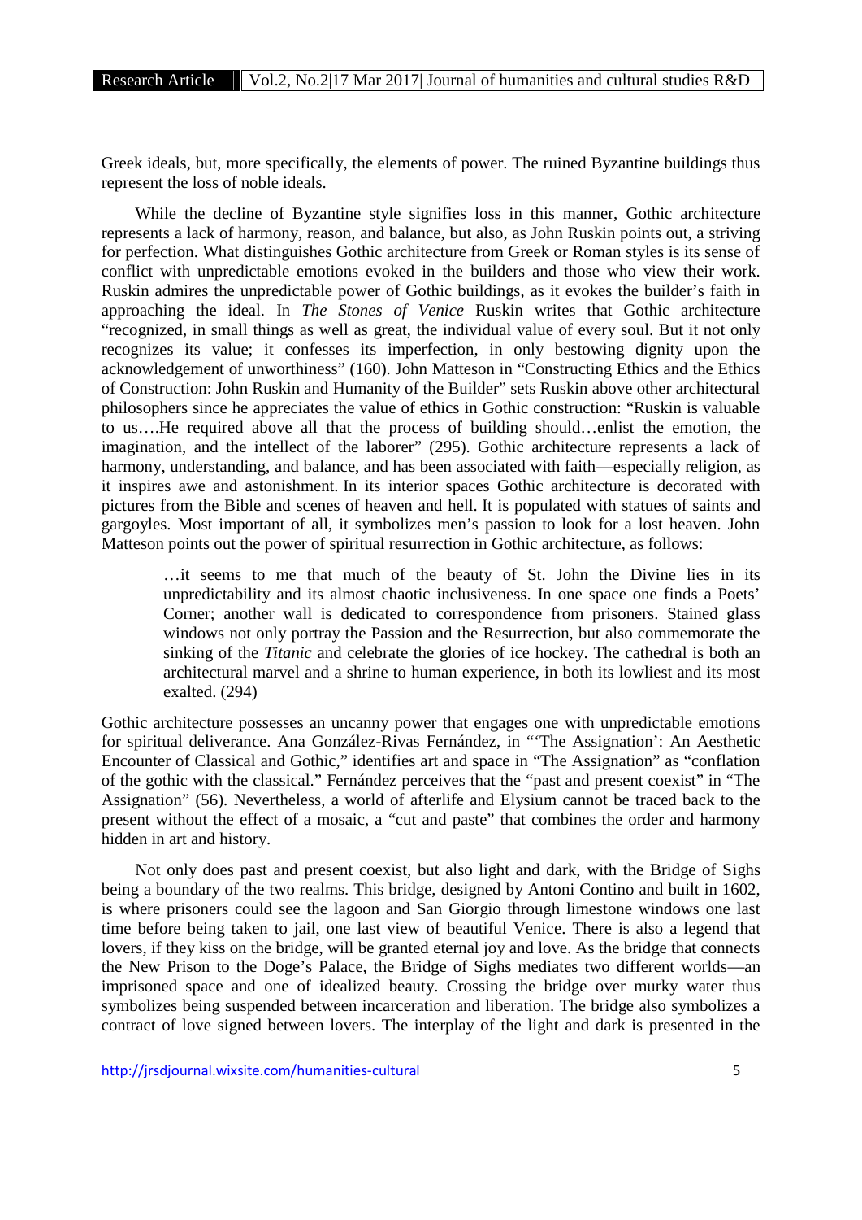Greek ideals, but, more specifically, the elements of power. The ruined Byzantine buildings thus represent the loss of noble ideals.

While the decline of Byzantine style signifies loss in this manner, Gothic architecture represents a lack of harmony, reason, and balance, but also, as John Ruskin points out, a striving for perfection. What distinguishes Gothic architecture from Greek or Roman styles is its sense of conflict with unpredictable emotions evoked in the builders and those who view their work. Ruskin admires the unpredictable power of Gothic buildings, as it evokes the builder's faith in approaching the ideal. In *The Stones of Venice* Ruskin writes that Gothic architecture "recognized, in small things as well as great, the individual value of every soul. But it not only recognizes its value; it confesses its imperfection, in only bestowing dignity upon the acknowledgement of unworthiness" (160). John Matteson in "Constructing Ethics and the Ethics of Construction: John Ruskin and Humanity of the Builder" sets Ruskin above other architectural philosophers since he appreciates the value of ethics in Gothic construction: "Ruskin is valuable to us….He required above all that the process of building should…enlist the emotion, the imagination, and the intellect of the laborer" (295). Gothic architecture represents a lack of harmony, understanding, and balance, and has been associated with faith—especially religion, as it inspires awe and astonishment. In its interior spaces Gothic architecture is decorated with pictures from the Bible and scenes of heaven and hell. It is populated with statues of saints and gargoyles. Most important of all, it symbolizes men's passion to look for a lost heaven. John Matteson points out the power of spiritual resurrection in Gothic architecture, as follows:

> …it seems to me that much of the beauty of St. John the Divine lies in its unpredictability and its almost chaotic inclusiveness. In one space one finds a Poets' Corner; another wall is dedicated to correspondence from prisoners. Stained glass windows not only portray the Passion and the Resurrection, but also commemorate the sinking of the *Titanic* and celebrate the glories of ice hockey. The cathedral is both an architectural marvel and a shrine to human experience, in both its lowliest and its most exalted. (294)

Gothic architecture possesses an uncanny power that engages one with unpredictable emotions for spiritual deliverance. Ana González-Rivas Fernández, in "'The Assignation': An Aesthetic Encounter of Classical and Gothic," identifies art and space in "The Assignation" as "conflation of the gothic with the classical." Fernández perceives that the "past and present coexist" in "The Assignation" (56). Nevertheless, a world of afterlife and Elysium cannot be traced back to the present without the effect of a mosaic, a "cut and paste" that combines the order and harmony hidden in art and history.

Not only does past and present coexist, but also light and dark, with the Bridge of Sighs being a boundary of the two realms. This bridge, designed by Antoni Contino and built in 1602, is where prisoners could see the lagoon and San Giorgio through limestone windows one last time before being taken to jail, one last view of beautiful Venice. There is also a legend that lovers, if they kiss on the bridge, will be granted eternal joy and love. As the bridge that connects the New Prison to the Doge's Palace, the Bridge of Sighs mediates two different worlds—an imprisoned space and one of idealized beauty. Crossing the bridge over murky water thus symbolizes being suspended between incarceration and liberation. The bridge also symbolizes a contract of love signed between lovers. The interplay of the light and dark is presented in the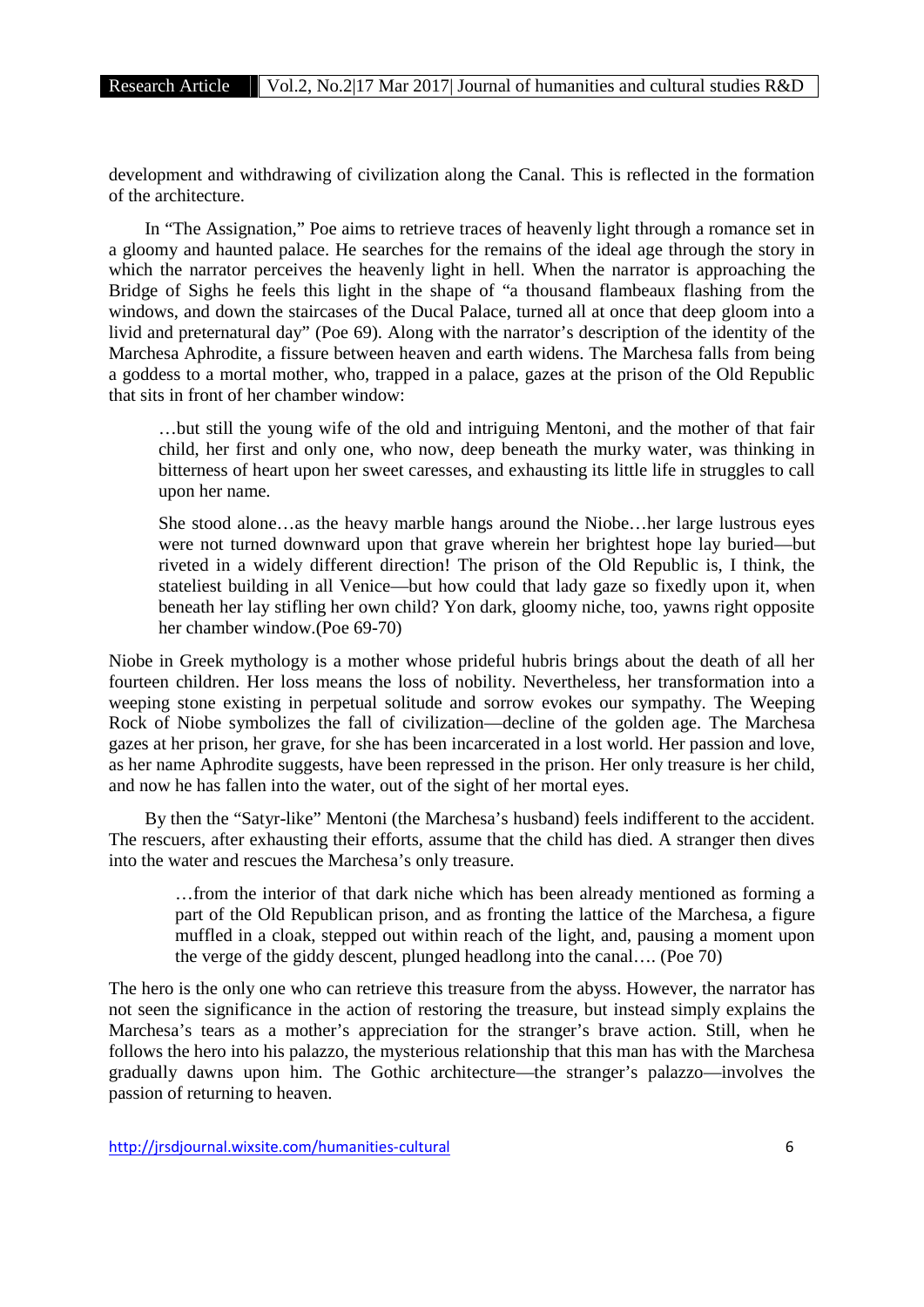development and withdrawing of civilization along the Canal. This is reflected in the formation of the architecture.

In "The Assignation," Poe aims to retrieve traces of heavenly light through a romance set in a gloomy and haunted palace. He searches for the remains of the ideal age through the story in which the narrator perceives the heavenly light in hell. When the narrator is approaching the Bridge of Sighs he feels this light in the shape of "a thousand flambeaux flashing from the windows, and down the staircases of the Ducal Palace, turned all at once that deep gloom into a livid and preternatural day" (Poe 69). Along with the narrator's description of the identity of the Marchesa Aphrodite, a fissure between heaven and earth widens. The Marchesa falls from being a goddess to a mortal mother, who, trapped in a palace, gazes at the prison of the Old Republic that sits in front of her chamber window:

> …but still the young wife of the old and intriguing Mentoni, and the mother of that fair child, her first and only one, who now, deep beneath the murky water, was thinking in bitterness of heart upon her sweet caresses, and exhausting its little life in struggles to call upon her name.
>
> She stood alone…as the heavy marble hangs around the Niobe…her large lustrous eyes were not turned downward upon that grave wherein her brightest hope lay buried—but riveted in a widely different direction! The prison of the Old Republic is, I think, the stateliest building in all Venice—but how could that lady gaze so fixedly upon it, when beneath her lay stifling her own child? Yon dark, gloomy niche, too, yawns right opposite her chamber window.(Poe 69-70)

Niobe in Greek mythology is a mother whose prideful hubris brings about the death of all her fourteen children. Her loss means the loss of nobility. Nevertheless, her transformation into a weeping stone existing in perpetual solitude and sorrow evokes our sympathy. The Weeping Rock of Niobe symbolizes the fall of civilization—decline of the golden age. The Marchesa gazes at her prison, her grave, for she has been incarcerated in a lost world. Her passion and love, as her name Aphrodite suggests, have been repressed in the prison. Her only treasure is her child, and now he has fallen into the water, out of the sight of her mortal eyes.

By then the "Satyr-like" Mentoni (the Marchesa's husband) feels indifferent to the accident. The rescuers, after exhausting their efforts, assume that the child has died. A stranger then dives into the water and rescues the Marchesa's only treasure.

> …from the interior of that dark niche which has been already mentioned as forming a part of the Old Republican prison, and as fronting the lattice of the Marchesa, a figure muffled in a cloak, stepped out within reach of the light, and, pausing a moment upon the verge of the giddy descent, plunged headlong into the canal…. (Poe 70)

The hero is the only one who can retrieve this treasure from the abyss. However, the narrator has not seen the significance in the action of restoring the treasure, but instead simply explains the Marchesa's tears as a mother's appreciation for the stranger's brave action. Still, when he follows the hero into his palazzo, the mysterious relationship that this man has with the Marchesa gradually dawns upon him. The Gothic architecture—the stranger's palazzo—involves the passion of returning to heaven.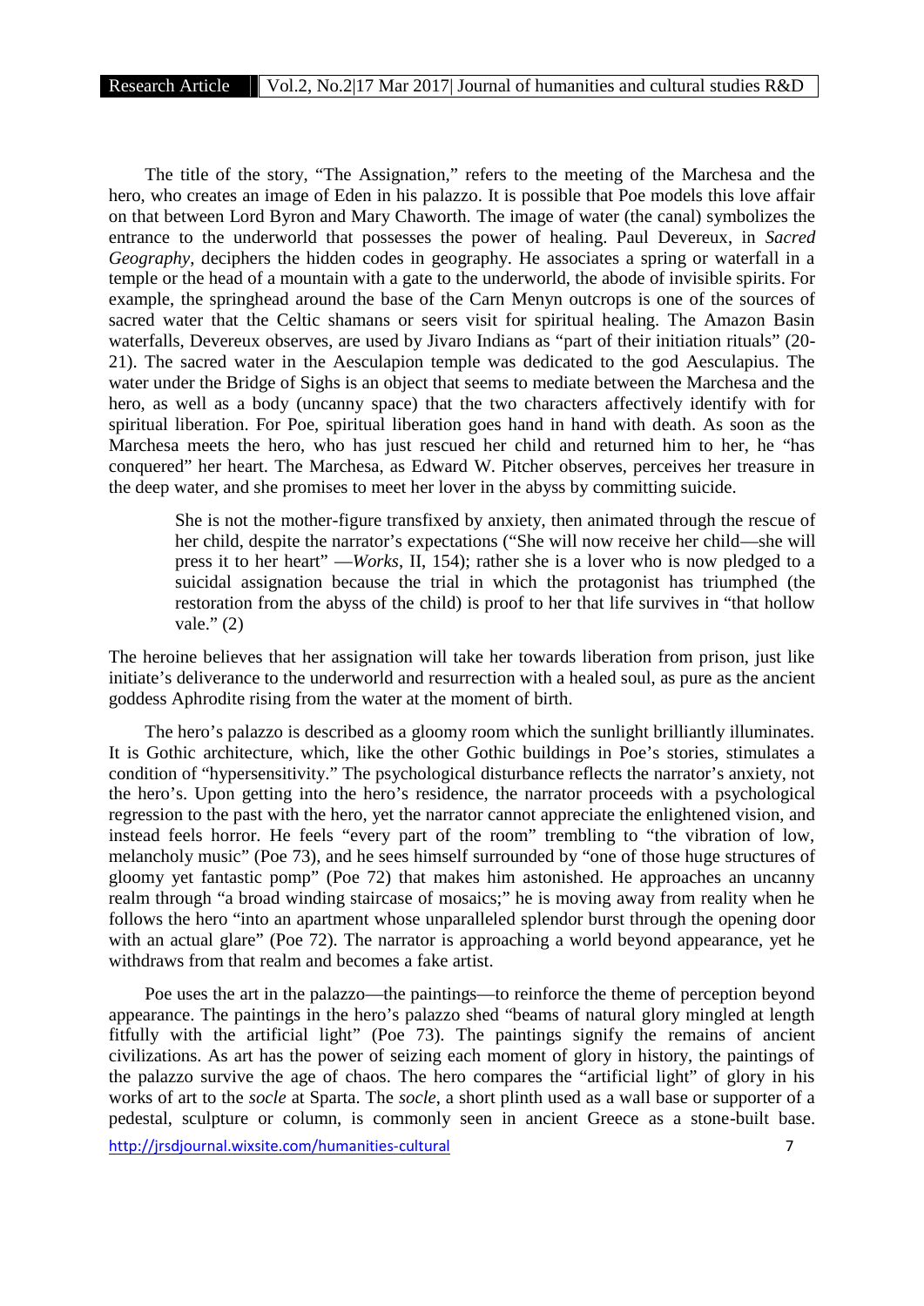The title of the story, "The Assignation," refers to the meeting of the Marchesa and the hero, who creates an image of Eden in his palazzo. It is possible that Poe models this love affair on that between Lord Byron and Mary Chaworth. The image of water (the canal) symbolizes the entrance to the underworld that possesses the power of healing. Paul Devereux, in *Sacred Geography*, deciphers the hidden codes in geography. He associates a spring or waterfall in a temple or the head of a mountain with a gate to the underworld, the abode of invisible spirits. For example, the springhead around the base of the Carn Menyn outcrops is one of the sources of sacred water that the Celtic shamans or seers visit for spiritual healing. The Amazon Basin waterfalls, Devereux observes, are used by Jivaro Indians as "part of their initiation rituals" (20-21). The sacred water in the Aesculapion temple was dedicated to the god Aesculapius. The water under the Bridge of Sighs is an object that seems to mediate between the Marchesa and the hero, as well as a body (uncanny space) that the two characters affectively identify with for spiritual liberation. For Poe, spiritual liberation goes hand in hand with death. As soon as the Marchesa meets the hero, who has just rescued her child and returned him to her, he "has conquered" her heart. The Marchesa, as Edward W. Pitcher observes, perceives her treasure in the deep water, and she promises to meet her lover in the abyss by committing suicide.

> She is not the mother-figure transfixed by anxiety, then animated through the rescue of her child, despite the narrator's expectations ("She will now receive her child—she will press it to her heart" —*Works*, II, 154); rather she is a lover who is now pledged to a suicidal assignation because the trial in which the protagonist has triumphed (the restoration from the abyss of the child) is proof to her that life survives in "that hollow vale." (2)

The heroine believes that her assignation will take her towards liberation from prison, just like initiate's deliverance to the underworld and resurrection with a healed soul, as pure as the ancient goddess Aphrodite rising from the water at the moment of birth.

The hero's palazzo is described as a gloomy room which the sunlight brilliantly illuminates. It is Gothic architecture, which, like the other Gothic buildings in Poe's stories, stimulates a condition of "hypersensitivity." The psychological disturbance reflects the narrator's anxiety, not the hero's. Upon getting into the hero's residence, the narrator proceeds with a psychological regression to the past with the hero, yet the narrator cannot appreciate the enlightened vision, and instead feels horror. He feels "every part of the room" trembling to "the vibration of low, melancholy music" (Poe 73), and he sees himself surrounded by "one of those huge structures of gloomy yet fantastic pomp" (Poe 72) that makes him astonished. He approaches an uncanny realm through "a broad winding staircase of mosaics;" he is moving away from reality when he follows the hero "into an apartment whose unparalleled splendor burst through the opening door with an actual glare" (Poe 72). The narrator is approaching a world beyond appearance, yet he withdraws from that realm and becomes a fake artist.

Poe uses the art in the palazzo—the paintings—to reinforce the theme of perception beyond appearance. The paintings in the hero's palazzo shed "beams of natural glory mingled at length fitfully with the artificial light" (Poe 73). The paintings signify the remains of ancient civilizations. As art has the power of seizing each moment of glory in history, the paintings of the palazzo survive the age of chaos. The hero compares the "artificial light" of glory in his works of art to the *socle* at Sparta. The *socle*, a short plinth used as a wall base or supporter of a pedestal, sculpture or column, is commonly seen in ancient Greece as a stone-built base.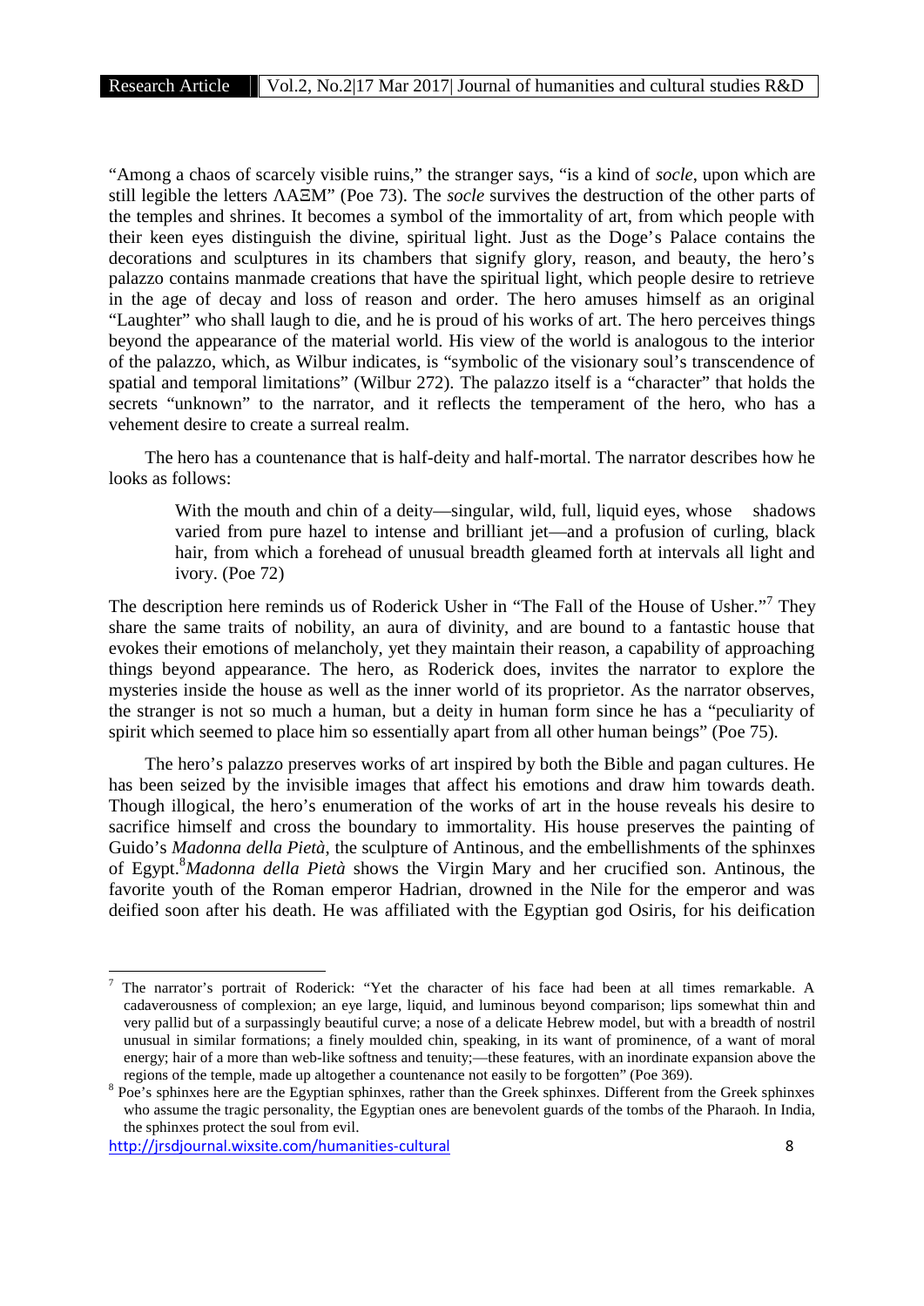"Among a chaos of scarcely visible ruins," the stranger says, "is a kind of *socle*, upon which are still legible the letters ΛΑΞΜ" (Poe 73). The *socle* survives the destruction of the other parts of the temples and shrines. It becomes a symbol of the immortality of art, from which people with their keen eyes distinguish the divine, spiritual light. Just as the Doge's Palace contains the decorations and sculptures in its chambers that signify glory, reason, and beauty, the hero's palazzo contains manmade creations that have the spiritual light, which people desire to retrieve in the age of decay and loss of reason and order. The hero amuses himself as an original "Laughter" who shall laugh to die, and he is proud of his works of art. The hero perceives things beyond the appearance of the material world. His view of the world is analogous to the interior of the palazzo, which, as Wilbur indicates, is "symbolic of the visionary soul's transcendence of spatial and temporal limitations" (Wilbur 272). The palazzo itself is a "character" that holds the secrets "unknown" to the narrator, and it reflects the temperament of the hero, who has a vehement desire to create a surreal realm.

The hero has a countenance that is half-deity and half-mortal. The narrator describes how he looks as follows:

> With the mouth and chin of a deity—singular, wild, full, liquid eyes, whose shadows varied from pure hazel to intense and brilliant jet—and a profusion of curling, black hair, from which a forehead of unusual breadth gleamed forth at intervals all light and ivory. (Poe 72)

The description here reminds us of Roderick Usher in "The Fall of the House of Usher."[7] They share the same traits of nobility, an aura of divinity, and are bound to a fantastic house that evokes their emotions of melancholy, yet they maintain their reason, a capability of approaching things beyond appearance. The hero, as Roderick does, invites the narrator to explore the mysteries inside the house as well as the inner world of its proprietor. As the narrator observes, the stranger is not so much a human, but a deity in human form since he has a "peculiarity of spirit which seemed to place him so essentially apart from all other human beings" (Poe 75).

The hero's palazzo preserves works of art inspired by both the Bible and pagan cultures. He has been seized by the invisible images that affect his emotions and draw him towards death. Though illogical, the hero's enumeration of the works of art in the house reveals his desire to sacrifice himself and cross the boundary to immortality. His house preserves the painting of Guido's *Madonna della Pietà*, the sculpture of Antinous, and the embellishments of the sphinxes of Egypt.[8] *Madonna della Pietà* shows the Virgin Mary and her crucified son. Antinous, the favorite youth of the Roman emperor Hadrian, drowned in the Nile for the emperor and was deified soon after his death. He was affiliated with the Egyptian god Osiris, for his deification

---

[7] The narrator's portrait of Roderick: "Yet the character of his face had been at all times remarkable. A cadaverousness of complexion; an eye large, liquid, and luminous beyond comparison; lips somewhat thin and very pallid but of a surpassingly beautiful curve; a nose of a delicate Hebrew model, but with a breadth of nostril unusual in similar formations; a finely moulded chin, speaking, in its want of prominence, of a want of moral energy; hair of a more than web-like softness and tenuity;—these features, with an inordinate expansion above the regions of the temple, made up altogether a countenance not easily to be forgotten" (Poe 369).

[8] Poe's sphinxes here are the Egyptian sphinxes, rather than the Greek sphinxes. Different from the Greek sphinxes who assume the tragic personality, the Egyptian ones are benevolent guards of the tombs of the Pharaoh. In India, the sphinxes protect the soul from evil.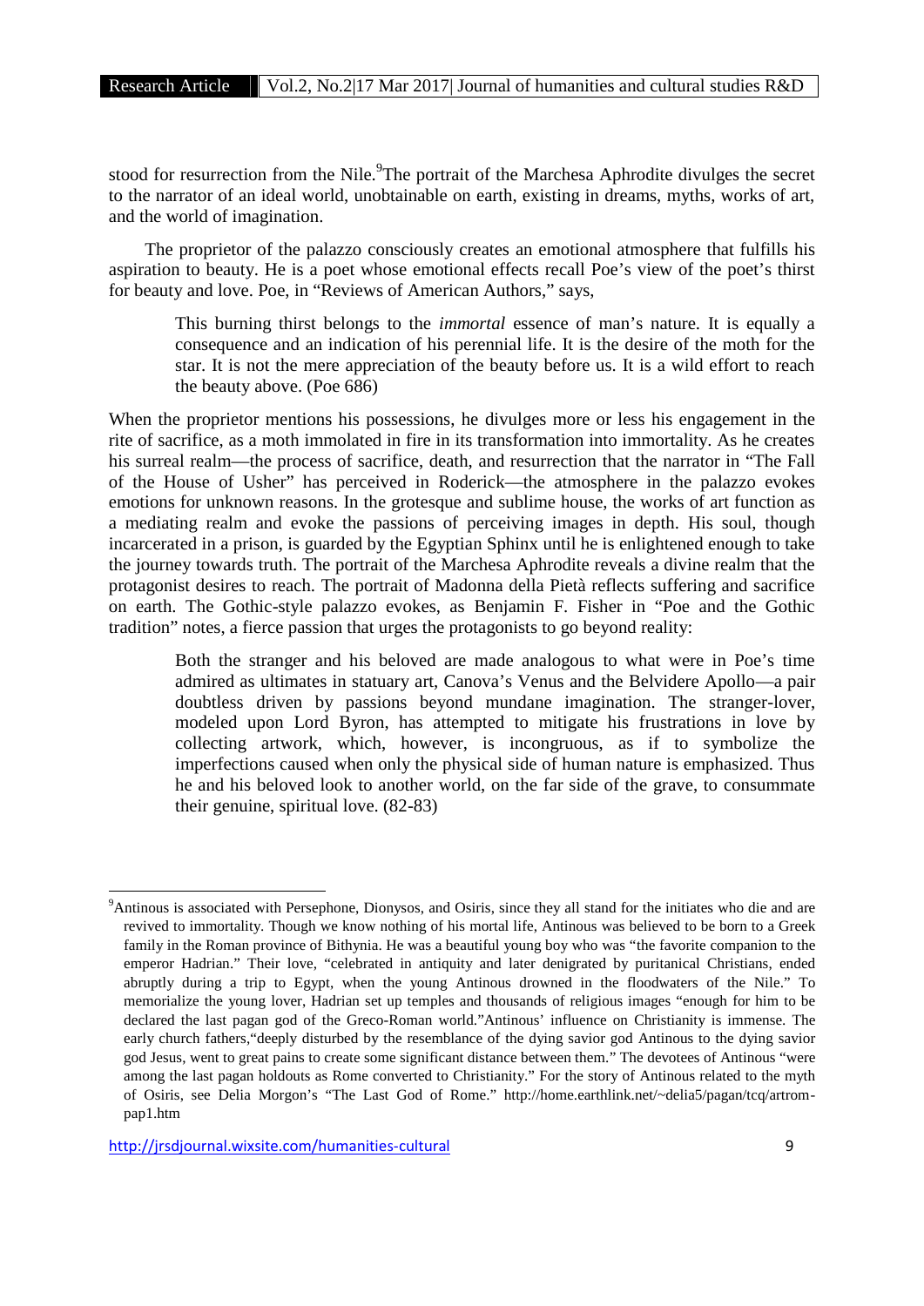stood for resurrection from the Nile.[9]The portrait of the Marchesa Aphrodite divulges the secret to the narrator of an ideal world, unobtainable on earth, existing in dreams, myths, works of art, and the world of imagination.

The proprietor of the palazzo consciously creates an emotional atmosphere that fulfills his aspiration to beauty. He is a poet whose emotional effects recall Poe's view of the poet's thirst for beauty and love. Poe, in "Reviews of American Authors," says,

> This burning thirst belongs to the *immortal* essence of man's nature. It is equally a consequence and an indication of his perennial life. It is the desire of the moth for the star. It is not the mere appreciation of the beauty before us. It is a wild effort to reach the beauty above. (Poe 686)

When the proprietor mentions his possessions, he divulges more or less his engagement in the rite of sacrifice, as a moth immolated in fire in its transformation into immortality. As he creates his surreal realm—the process of sacrifice, death, and resurrection that the narrator in "The Fall of the House of Usher" has perceived in Roderick—the atmosphere in the palazzo evokes emotions for unknown reasons. In the grotesque and sublime house, the works of art function as a mediating realm and evoke the passions of perceiving images in depth. His soul, though incarcerated in a prison, is guarded by the Egyptian Sphinx until he is enlightened enough to take the journey towards truth. The portrait of the Marchesa Aphrodite reveals a divine realm that the protagonist desires to reach. The portrait of Madonna della Pietà reflects suffering and sacrifice on earth. The Gothic-style palazzo evokes, as Benjamin F. Fisher in "Poe and the Gothic tradition" notes, a fierce passion that urges the protagonists to go beyond reality:

> Both the stranger and his beloved are made analogous to what were in Poe's time admired as ultimates in statuary art, Canova's Venus and the Belvidere Apollo—a pair doubtless driven by passions beyond mundane imagination. The stranger-lover, modeled upon Lord Byron, has attempted to mitigate his frustrations in love by collecting artwork, which, however, is incongruous, as if to symbolize the imperfections caused when only the physical side of human nature is emphasized. Thus he and his beloved look to another world, on the far side of the grave, to consummate their genuine, spiritual love. (82-83)

---

[9]Antinous is associated with Persephone, Dionysos, and Osiris, since they all stand for the initiates who die and are revived to immortality. Though we know nothing of his mortal life, Antinous was believed to be born to a Greek family in the Roman province of Bithynia. He was a beautiful young boy who was "the favorite companion to the emperor Hadrian." Their love, "celebrated in antiquity and later denigrated by puritanical Christians, ended abruptly during a trip to Egypt, when the young Antinous drowned in the floodwaters of the Nile." To memorialize the young lover, Hadrian set up temples and thousands of religious images "enough for him to be declared the last pagan god of the Greco-Roman world."Antinous' influence on Christianity is immense. The early church fathers,"deeply disturbed by the resemblance of the dying savior god Antinous to the dying savior god Jesus, went to great pains to create some significant distance between them." The devotees of Antinous "were among the last pagan holdouts as Rome converted to Christianity." For the story of Antinous related to the myth of Osiris, see Delia Morgon's "The Last God of Rome." http://home.earthlink.net/~delia5/pagan/tcq/artrom-pap1.htm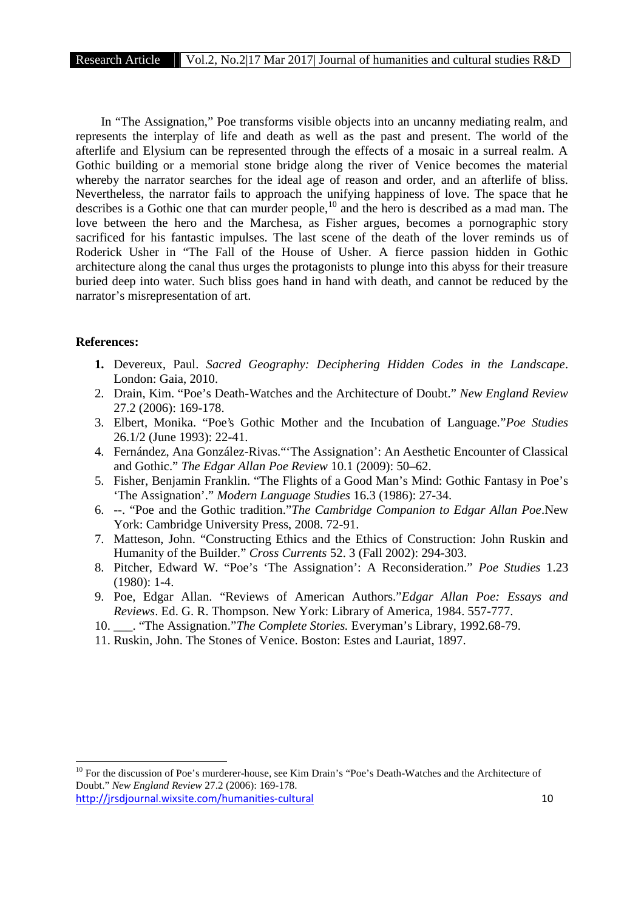In "The Assignation," Poe transforms visible objects into an uncanny mediating realm, and represents the interplay of life and death as well as the past and present. The world of the afterlife and Elysium can be represented through the effects of a mosaic in a surreal realm. A Gothic building or a memorial stone bridge along the river of Venice becomes the material whereby the narrator searches for the ideal age of reason and order, and an afterlife of bliss. Nevertheless, the narrator fails to approach the unifying happiness of love. The space that he describes is a Gothic one that can murder people,[10] and the hero is described as a mad man. The love between the hero and the Marchesa, as Fisher argues, becomes a pornographic story sacrificed for his fantastic impulses. The last scene of the death of the lover reminds us of Roderick Usher in "The Fall of the House of Usher. A fierce passion hidden in Gothic architecture along the canal thus urges the protagonists to plunge into this abyss for their treasure buried deep into water. Such bliss goes hand in hand with death, and cannot be reduced by the narrator's misrepresentation of art.

**References:**

1. Devereux, Paul. *Sacred Geography: Deciphering Hidden Codes in the Landscape*. London: Gaia, 2010.
2. Drain, Kim. "Poe's Death-Watches and the Architecture of Doubt." *New England Review* 27.2 (2006): 169-178.
3. Elbert, Monika. "Poe's Gothic Mother and the Incubation of Language."*Poe Studies* 26.1/2 (June 1993): 22-41.
4. Fernández, Ana González-Rivas."'The Assignation': An Aesthetic Encounter of Classical and Gothic." *The Edgar Allan Poe Review* 10.1 (2009): 50–62.
5. Fisher, Benjamin Franklin. "The Flights of a Good Man's Mind: Gothic Fantasy in Poe's 'The Assignation'." *Modern Language Studies* 16.3 (1986): 27-34.
6. --. "Poe and the Gothic tradition."*The Cambridge Companion to Edgar Allan Poe*.New York: Cambridge University Press, 2008. 72-91.
7. Matteson, John. "Constructing Ethics and the Ethics of Construction: John Ruskin and Humanity of the Builder." *Cross Currents* 52. 3 (Fall 2002): 294-303.
8. Pitcher, Edward W. "Poe's 'The Assignation': A Reconsideration." *Poe Studies* 1.23 (1980): 1-4.
9. Poe, Edgar Allan. "Reviews of American Authors."*Edgar Allan Poe: Essays and Reviews*. Ed. G. R. Thompson. New York: Library of America, 1984. 557-777.
10. ___. "The Assignation."*The Complete Stories.* Everyman's Library, 1992.68-79.
11. Ruskin, John. The Stones of Venice. Boston: Estes and Lauriat, 1897.

---

[10] For the discussion of Poe's murderer-house, see Kim Drain's "Poe's Death-Watches and the Architecture of Doubt." *New England Review* 27.2 (2006): 169-178.